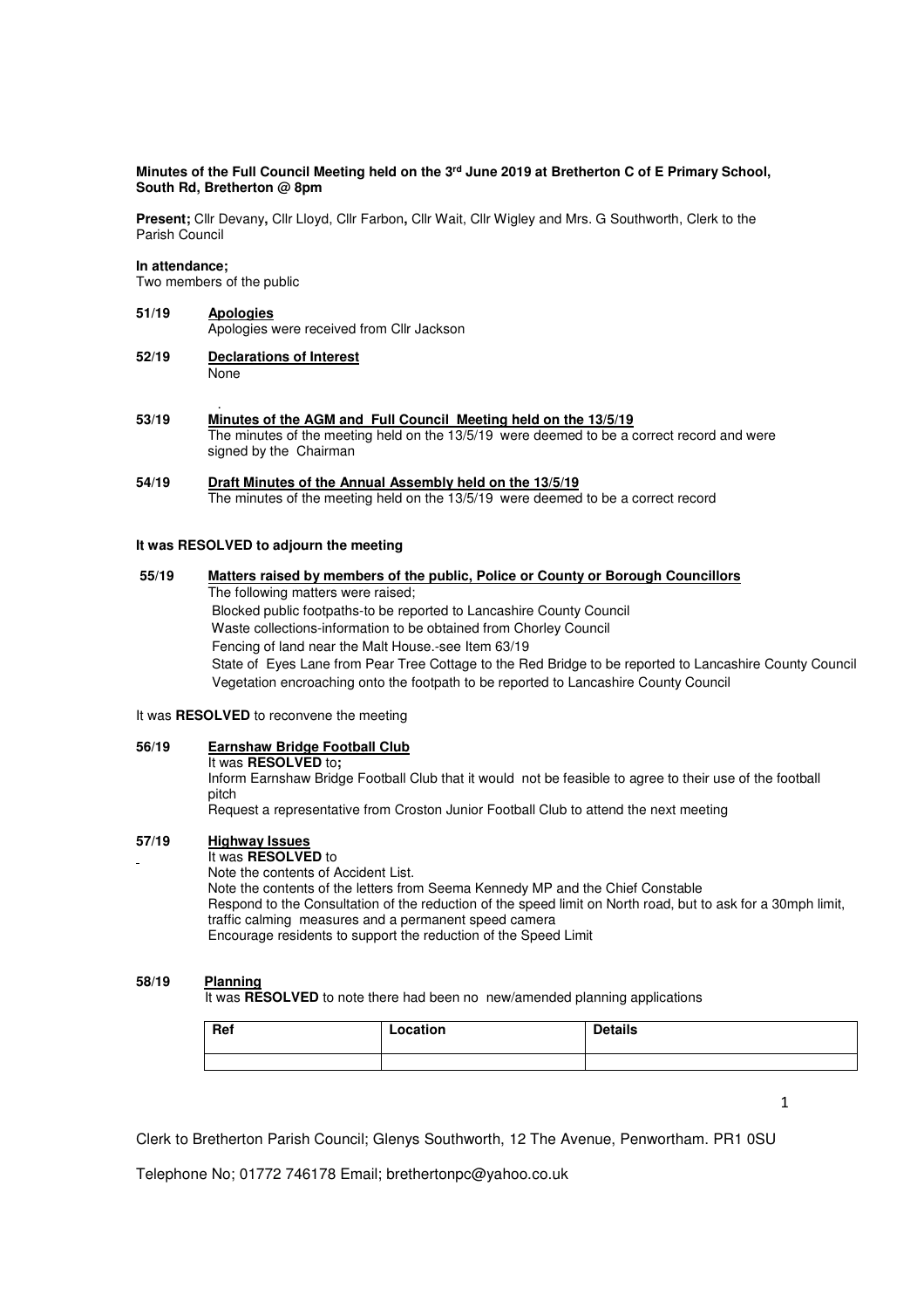**Minutes of the Full Council Meeting held on the 3rd June 2019 at Bretherton C of E Primary School, South Rd, Bretherton @ 8pm**

**Present;** Cllr Devany**,** Cllr Lloyd, Cllr Farbon**,** Cllr Wait, Cllr Wigley and Mrs. G Southworth, Clerk to the Parish Council

**In attendance;**
Two members of the public

**51/19 Apologies**
Apologies were received from Cllr Jackson

**52/19 Declarations of Interest**
None

**53/19 Minutes of the AGM and Full Council Meeting held on the 13/5/19**
The minutes of the meeting held on the 13/5/19 were deemed to be a correct record and were signed by the Chairman

**54/19 Draft Minutes of the Annual Assembly held on the 13/5/19**
The minutes of the meeting held on the 13/5/19 were deemed to be a correct record

**It was RESOLVED to adjourn the meeting**

**55/19 Matters raised by members of the public, Police or County or Borough Councillors**
The following matters were raised;
Blocked public footpaths-to be reported to Lancashire County Council
Waste collections-information to be obtained from Chorley Council
Fencing of land near the Malt House.-see Item 63/19
State of Eyes Lane from Pear Tree Cottage to the Red Bridge to be reported to Lancashire County Council
Vegetation encroaching onto the footpath to be reported to Lancashire County Council

It was **RESOLVED** to reconvene the meeting

**56/19 Earnshaw Bridge Football Club**
It was **RESOLVED** to**;**
Inform Earnshaw Bridge Football Club that it would not be feasible to agree to their use of the football pitch
Request a representative from Croston Junior Football Club to attend the next meeting

**57/19 Highway Issues**
It was **RESOLVED** to
Note the contents of Accident List.
Note the contents of the letters from Seema Kennedy MP and the Chief Constable
Respond to the Consultation of the reduction of the speed limit on North road, but to ask for a 30mph limit, traffic calming measures and a permanent speed camera
Encourage residents to support the reduction of the Speed Limit

**58/19 Planning**
It was **RESOLVED** to note there had been no new/amended planning applications

| Ref | Location | Details |
|---|---|---|
| | | |

Clerk to Bretherton Parish Council; Glenys Southworth, 12 The Avenue, Penwortham. PR1 0SU

Telephone No; 01772 746178 Email; brethertonpc@yahoo.co.uk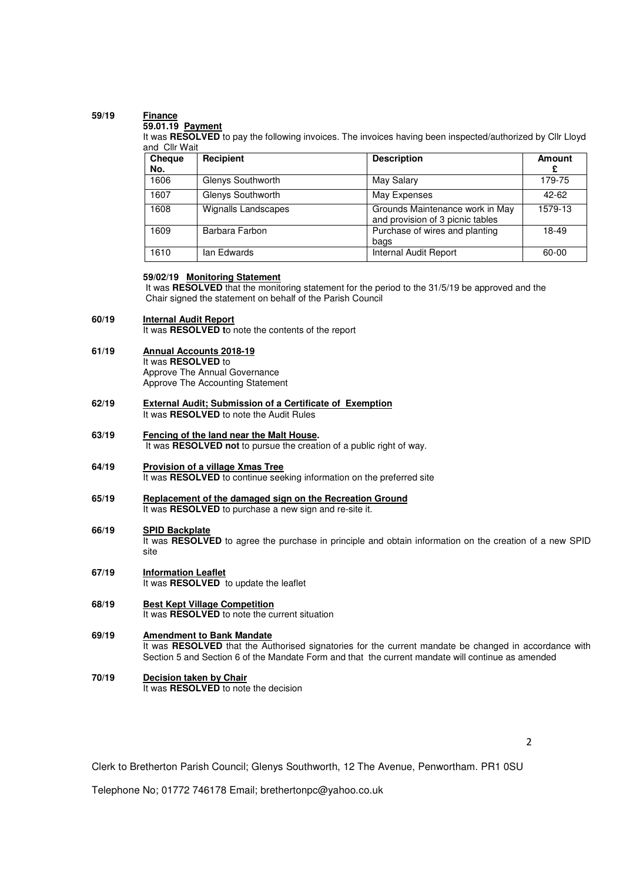**59/19** **Finance**

**59.01.19 Payment**

It was **RESOLVED** to pay the following invoices. The invoices having been inspected/authorized by Cllr Lloyd and Cllr Wait

| Cheque No. | Recipient | Description | Amount £ |
|---|---|---|---|
| 1606 | Glenys Southworth | May Salary | 179-75 |
| 1607 | Glenys Southworth | May Expenses | 42-62 |
| 1608 | Wignalls Landscapes | Grounds Maintenance work in May and provision of 3 picnic tables | 1579-13 |
| 1609 | Barbara Farbon | Purchase of wires and planting bags | 18-49 |
| 1610 | Ian Edwards | Internal Audit Report | 60-00 |

**59/02/19 Monitoring Statement**

It was **RESOLVED** that the monitoring statement for the period to the 31/5/19 be approved and the Chair signed the statement on behalf of the Parish Council

**60/19** **Internal Audit Report**

It was **RESOLVED t**o note the contents of the report

**61/19** **Annual Accounts 2018-19**

It was **RESOLVED** to
Approve The Annual Governance
Approve The Accounting Statement

**62/19** **External Audit; Submission of a Certificate of Exemption**

It was **RESOLVED** to note the Audit Rules

**63/19** **Fencing of the land near the Malt House.**

It was **RESOLVED not** to pursue the creation of a public right of way.

**64/19** **Provision of a village Xmas Tree**

It was **RESOLVED** to continue seeking information on the preferred site

**65/19** **Replacement of the damaged sign on the Recreation Ground**

It was **RESOLVED** to purchase a new sign and re-site it.

**66/19** **SPID Backplate**

It was **RESOLVED** to agree the purchase in principle and obtain information on the creation of a new SPID site

**67/19** **Information Leaflet**

It was **RESOLVED** to update the leaflet

**68/19** **Best Kept Village Competition**

It was **RESOLVED** to note the current situation

**69/19** **Amendment to Bank Mandate**

It was **RESOLVED** that the Authorised signatories for the current mandate be changed in accordance with Section 5 and Section 6 of the Mandate Form and that the current mandate will continue as amended

**70/19** **Decision taken by Chair**

It was **RESOLVED** to note the decision

Clerk to Bretherton Parish Council; Glenys Southworth, 12 The Avenue, Penwortham. PR1 0SU

Telephone No; 01772 746178 Email; brethertonpc@yahoo.co.uk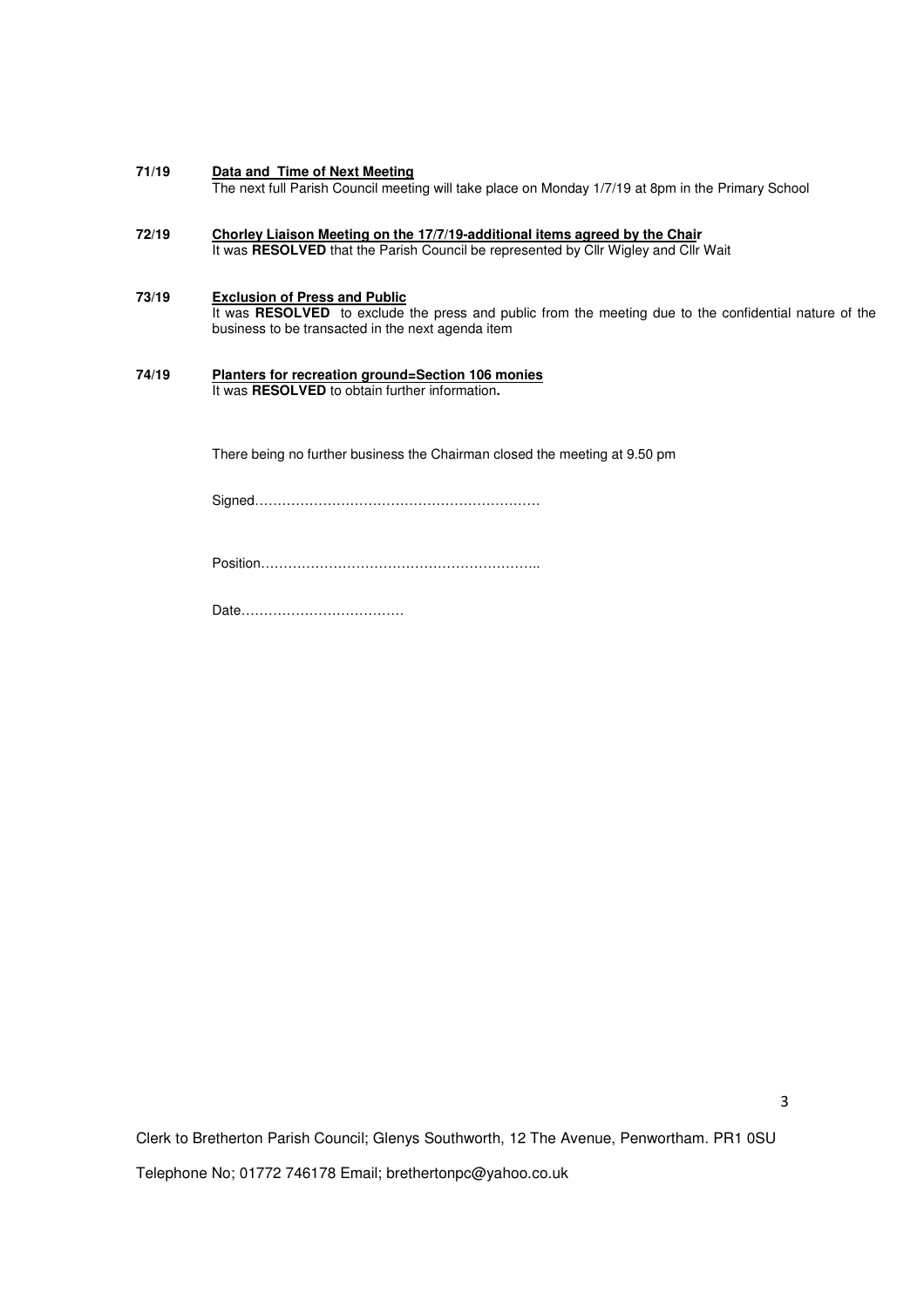**71/19** **Data and Time of Next Meeting**

The next full Parish Council meeting will take place on Monday 1/7/19 at 8pm in the Primary School

**72/19** **Chorley Liaison Meeting on the 17/7/19-additional items agreed by the Chair**

It was **RESOLVED** that the Parish Council be represented by Cllr Wigley and Cllr Wait

**73/19** **Exclusion of Press and Public**

It was **RESOLVED** to exclude the press and public from the meeting due to the confidential nature of the business to be transacted in the next agenda item

**74/19** **Planters for recreation ground=Section 106 monies**

It was **RESOLVED** to obtain further information**.**

There being no further business the Chairman closed the meeting at 9.50 pm

Signed……………………………………………………

Position……………………………………………………..

Date………………………………

Clerk to Bretherton Parish Council; Glenys Southworth, 12 The Avenue, Penwortham. PR1 0SU

Telephone No; 01772 746178 Email; brethertonpc@yahoo.co.uk